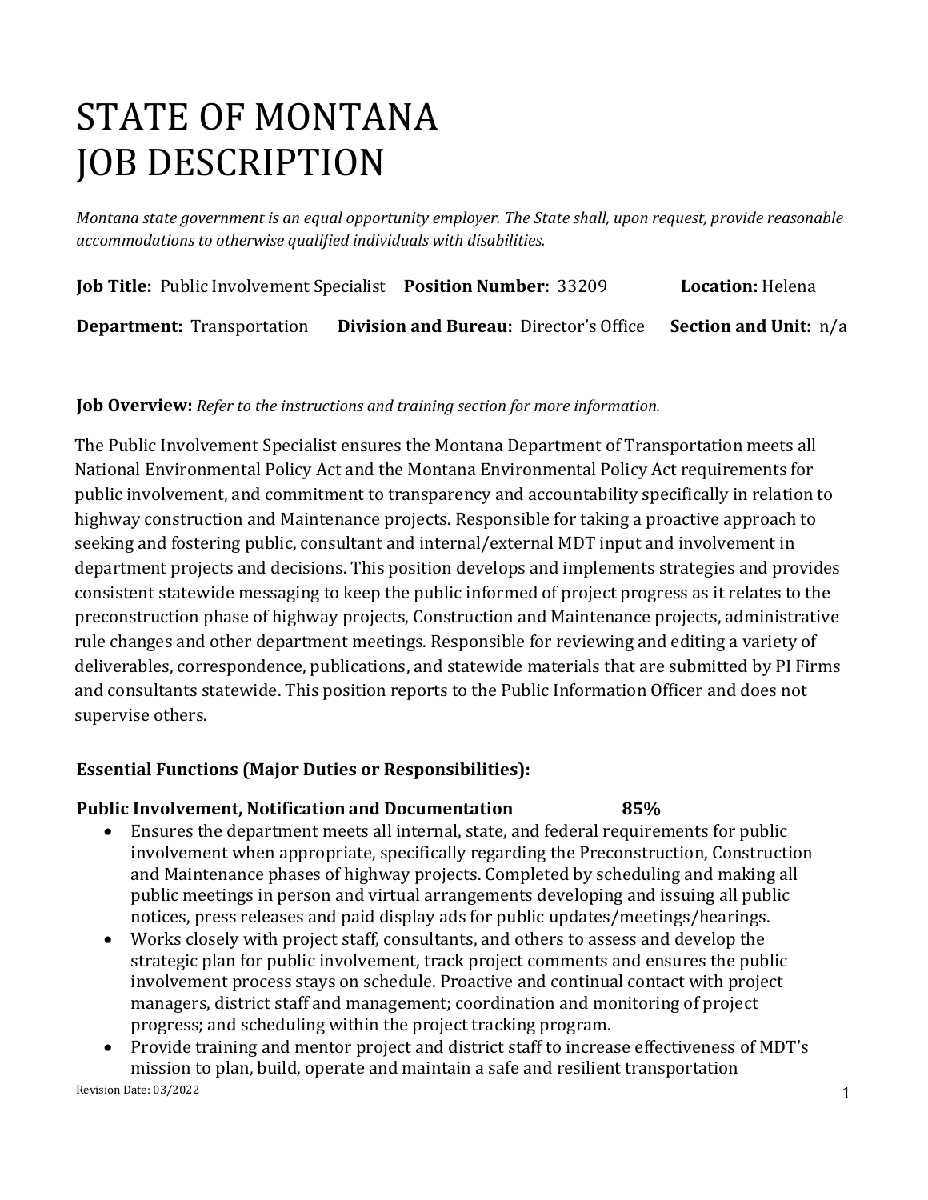# STATE OF MONTANA
# JOB DESCRIPTION

*Montana state government is an equal opportunity employer. The State shall, upon request, provide reasonable accommodations to otherwise qualified individuals with disabilities.*

**Job Title:** Public Involvement Specialist **Position Number:** 33209 **Location:** Helena

**Department:** Transportation **Division and Bureau:** Director's Office **Section and Unit:** n/a

**Job Overview:** *Refer to the instructions and training section for more information.*

The Public Involvement Specialist ensures the Montana Department of Transportation meets all National Environmental Policy Act and the Montana Environmental Policy Act requirements for public involvement, and commitment to transparency and accountability specifically in relation to highway construction and Maintenance projects. Responsible for taking a proactive approach to seeking and fostering public, consultant and internal/external MDT input and involvement in department projects and decisions. This position develops and implements strategies and provides consistent statewide messaging to keep the public informed of project progress as it relates to the preconstruction phase of highway projects, Construction and Maintenance projects, administrative rule changes and other department meetings. Responsible for reviewing and editing a variety of deliverables, correspondence, publications, and statewide materials that are submitted by PI Firms and consultants statewide. This position reports to the Public Information Officer and does not supervise others.

**Essential Functions (Major Duties or Responsibilities):**

**Public Involvement, Notification and Documentation 85%**

- Ensures the department meets all internal, state, and federal requirements for public involvement when appropriate, specifically regarding the Preconstruction, Construction and Maintenance phases of highway projects. Completed by scheduling and making all public meetings in person and virtual arrangements developing and issuing all public notices, press releases and paid display ads for public updates/meetings/hearings.
- Works closely with project staff, consultants, and others to assess and develop the strategic plan for public involvement, track project comments and ensures the public involvement process stays on schedule. Proactive and continual contact with project managers, district staff and management; coordination and monitoring of project progress; and scheduling within the project tracking program.
- Provide training and mentor project and district staff to increase effectiveness of MDT's mission to plan, build, operate and maintain a safe and resilient transportation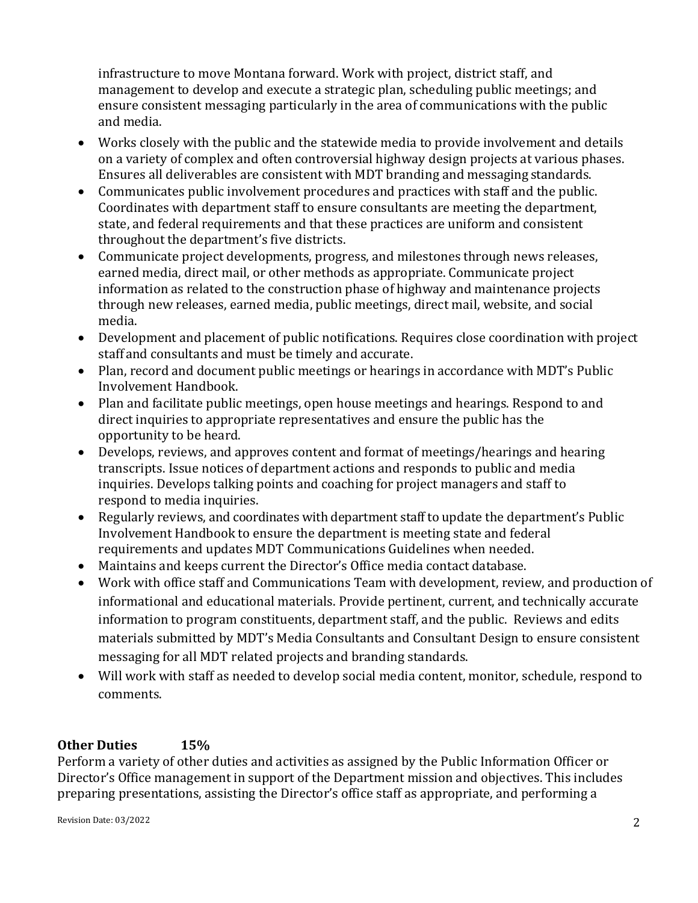infrastructure to move Montana forward. Work with project, district staff, and management to develop and execute a strategic plan, scheduling public meetings; and ensure consistent messaging particularly in the area of communications with the public and media.

- Works closely with the public and the statewide media to provide involvement and details on a variety of complex and often controversial highway design projects at various phases. Ensures all deliverables are consistent with MDT branding and messaging standards.
- Communicates public involvement procedures and practices with staff and the public. Coordinates with department staff to ensure consultants are meeting the department, state, and federal requirements and that these practices are uniform and consistent throughout the department's five districts.
- Communicate project developments, progress, and milestones through news releases, earned media, direct mail, or other methods as appropriate. Communicate project information as related to the construction phase of highway and maintenance projects through new releases, earned media, public meetings, direct mail, website, and social media.
- Development and placement of public notifications. Requires close coordination with project staff and consultants and must be timely and accurate.
- Plan, record and document public meetings or hearings in accordance with MDT's Public Involvement Handbook.
- Plan and facilitate public meetings, open house meetings and hearings. Respond to and direct inquiries to appropriate representatives and ensure the public has the opportunity to be heard.
- Develops, reviews, and approves content and format of meetings/hearings and hearing transcripts. Issue notices of department actions and responds to public and media inquiries. Develops talking points and coaching for project managers and staff to respond to media inquiries.
- Regularly reviews, and coordinates with department staff to update the department's Public Involvement Handbook to ensure the department is meeting state and federal requirements and updates MDT Communications Guidelines when needed.
- Maintains and keeps current the Director's Office media contact database.
- Work with office staff and Communications Team with development, review, and production of informational and educational materials. Provide pertinent, current, and technically accurate information to program constituents, department staff, and the public. Reviews and edits materials submitted by MDT's Media Consultants and Consultant Design to ensure consistent messaging for all MDT related projects and branding standards.
- Will work with staff as needed to develop social media content, monitor, schedule, respond to comments.

**Other Duties 15%**

Perform a variety of other duties and activities as assigned by the Public Information Officer or Director's Office management in support of the Department mission and objectives. This includes preparing presentations, assisting the Director's office staff as appropriate, and performing a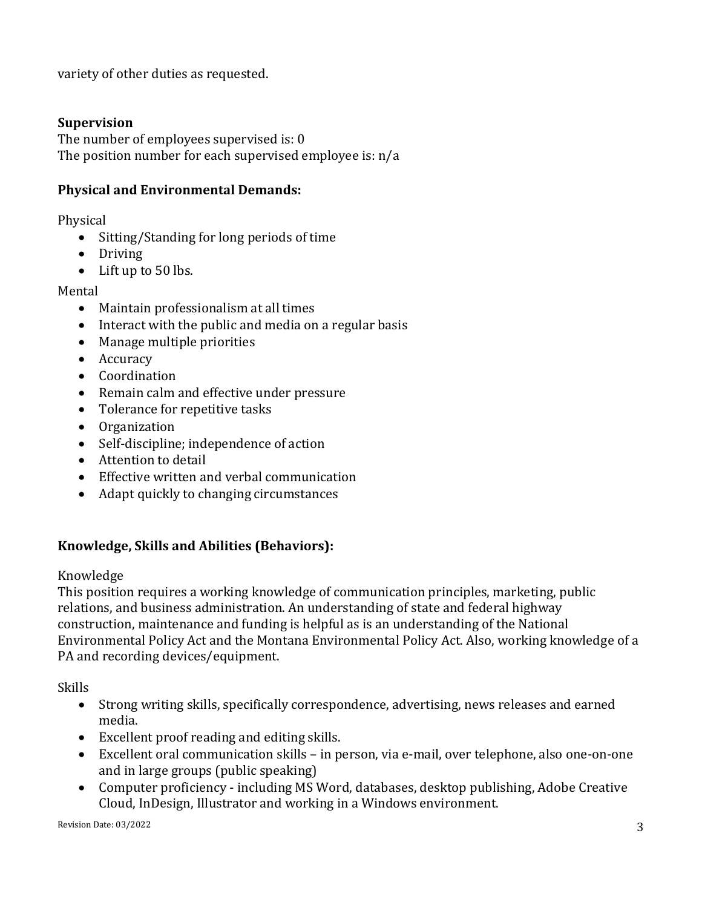variety of other duties as requested.

**Supervision**
The number of employees supervised is: 0
The position number for each supervised employee is: n/a

**Physical and Environmental Demands:**

Physical
- Sitting/Standing for long periods of time
- Driving
- Lift up to 50 lbs.

Mental
- Maintain professionalism at all times
- Interact with the public and media on a regular basis
- Manage multiple priorities
- Accuracy
- Coordination
- Remain calm and effective under pressure
- Tolerance for repetitive tasks
- Organization
- Self-discipline; independence of action
- Attention to detail
- Effective written and verbal communication
- Adapt quickly to changing circumstances

**Knowledge, Skills and Abilities (Behaviors):**

Knowledge
This position requires a working knowledge of communication principles, marketing, public relations, and business administration. An understanding of state and federal highway construction, maintenance and funding is helpful as is an understanding of the National Environmental Policy Act and the Montana Environmental Policy Act. Also, working knowledge of a PA and recording devices/equipment.

Skills
- Strong writing skills, specifically correspondence, advertising, news releases and earned media.
- Excellent proof reading and editing skills.
- Excellent oral communication skills – in person, via e-mail, over telephone, also one-on-one and in large groups (public speaking)
- Computer proficiency - including MS Word, databases, desktop publishing, Adobe Creative Cloud, InDesign, Illustrator and working in a Windows environment.

Revision Date: 03/2022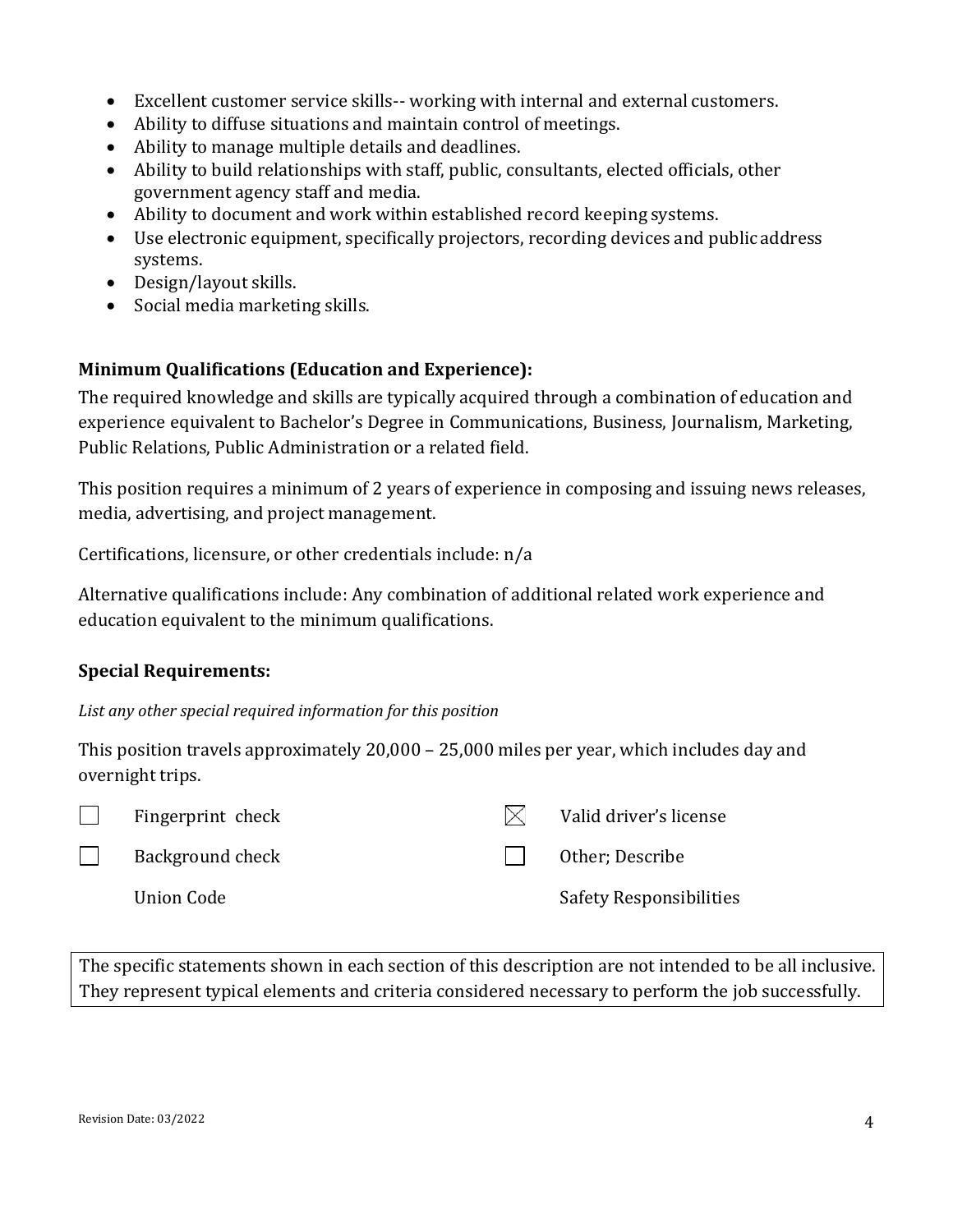- Excellent customer service skills-- working with internal and external customers.
- Ability to diffuse situations and maintain control of meetings.
- Ability to manage multiple details and deadlines.
- Ability to build relationships with staff, public, consultants, elected officials, other government agency staff and media.
- Ability to document and work within established record keeping systems.
- Use electronic equipment, specifically projectors, recording devices and public address systems.
- Design/layout skills.
- Social media marketing skills.

**Minimum Qualifications (Education and Experience):**

The required knowledge and skills are typically acquired through a combination of education and experience equivalent to Bachelor's Degree in Communications, Business, Journalism, Marketing, Public Relations, Public Administration or a related field.

This position requires a minimum of 2 years of experience in composing and issuing news releases, media, advertising, and project management.

Certifications, licensure, or other credentials include: n/a

Alternative qualifications include: Any combination of additional related work experience and education equivalent to the minimum qualifications.

**Special Requirements:**

*List any other special required information for this position*

This position travels approximately 20,000 – 25,000 miles per year, which includes day and overnight trips.

| | | | |
|---|---|---|---|
| ☐ | Fingerprint check | ☒ | Valid driver's license |
| ☐ | Background check | ☐ | Other; Describe |
| | Union Code | | Safety Responsibilities |

| The specific statements shown in each section of this description are not intended to be all inclusive. They represent typical elements and criteria considered necessary to perform the job successfully. |
|---|

Revision Date: 03/2022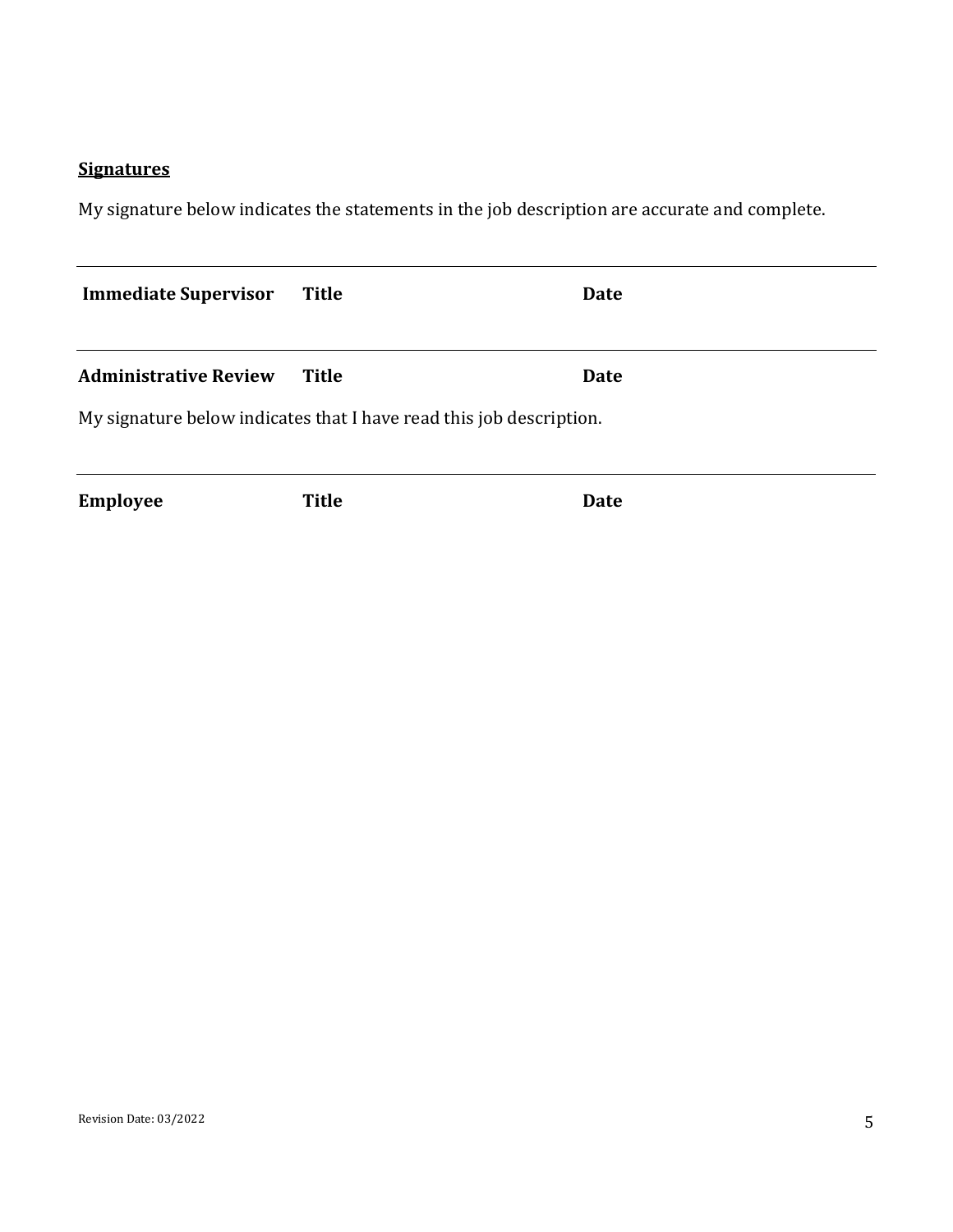**Signatures**

My signature below indicates the statements in the job description are accurate and complete.

---

**Immediate Supervisor** **Title** **Date**

---

**Administrative Review** **Title** **Date**

My signature below indicates that I have read this job description.

---

**Employee** **Title** **Date**

Revision Date: 03/2022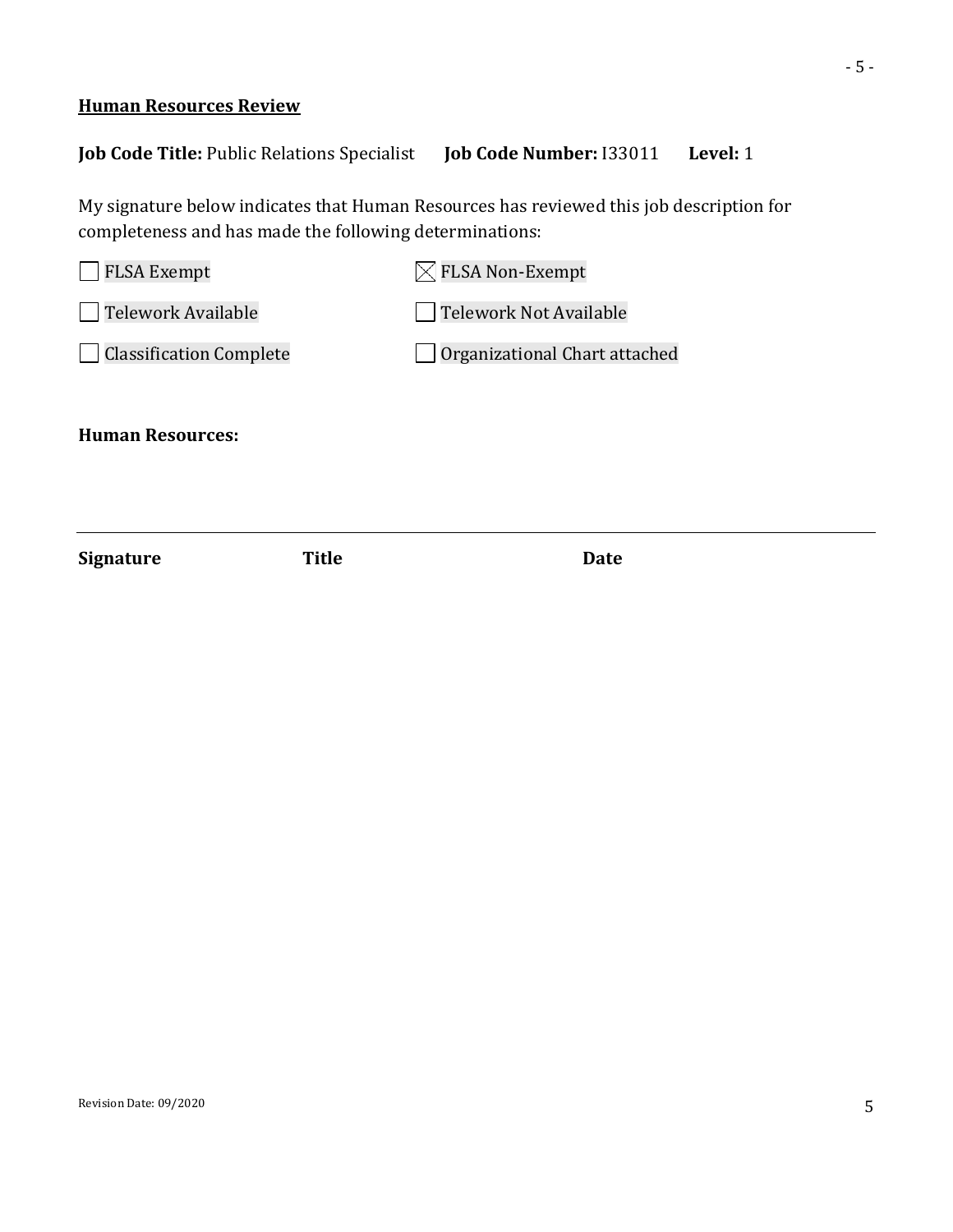## Human Resources Review

**Job Code Title:** Public Relations Specialist **Job Code Number:** I33011 **Level:** 1

My signature below indicates that Human Resources has reviewed this job description for completeness and has made the following determinations:

☐ FLSA Exempt ☒ FLSA Non-Exempt

☐ Telework Available ☐ Telework Not Available

☐ Classification Complete ☐ Organizational Chart attached

**Human Resources:**

---

**Signature** **Title** **Date**

Revision Date: 09/2020